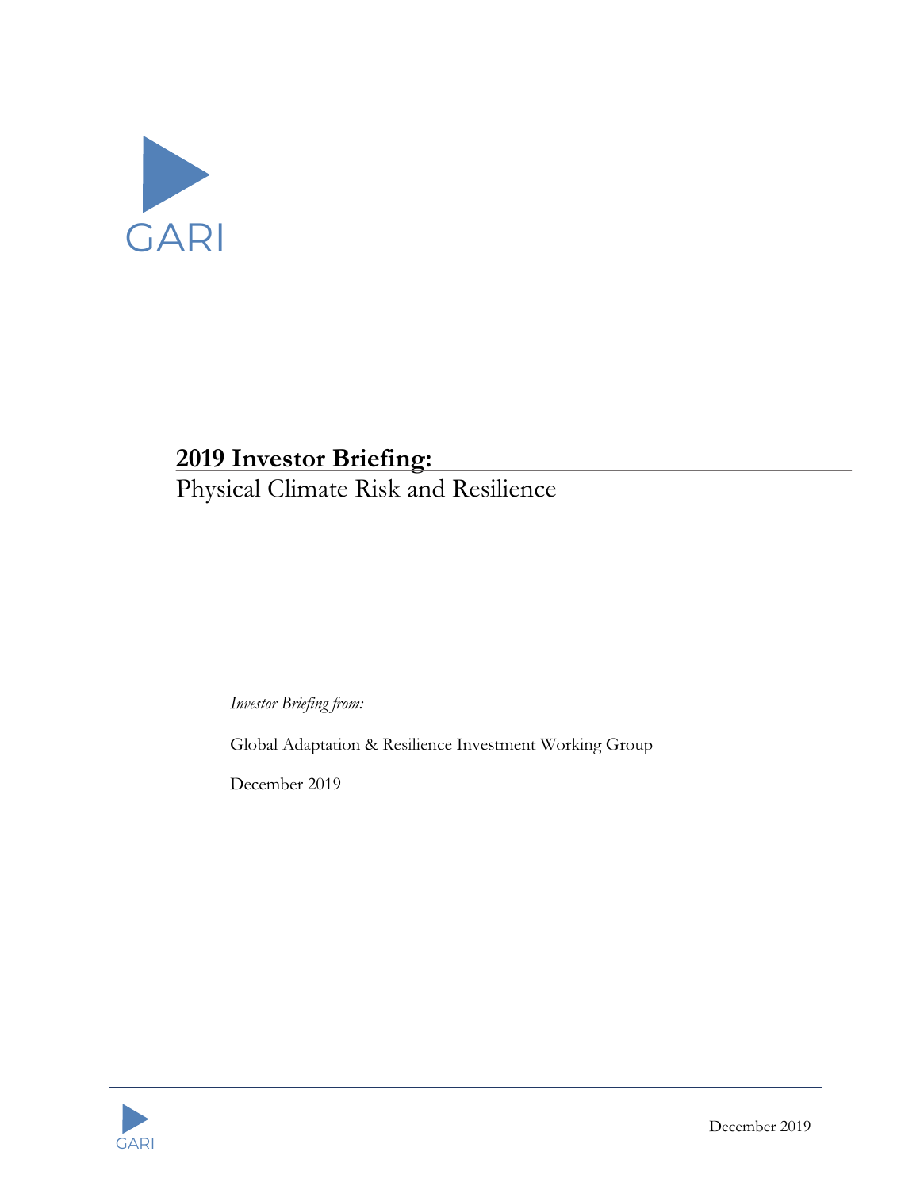GARI

# 2019 Investor Briefing:

## Physical Climate Risk and Resilience

*Investor Briefing from:*

Global Adaptation & Resilience Investment Working Group

December 2019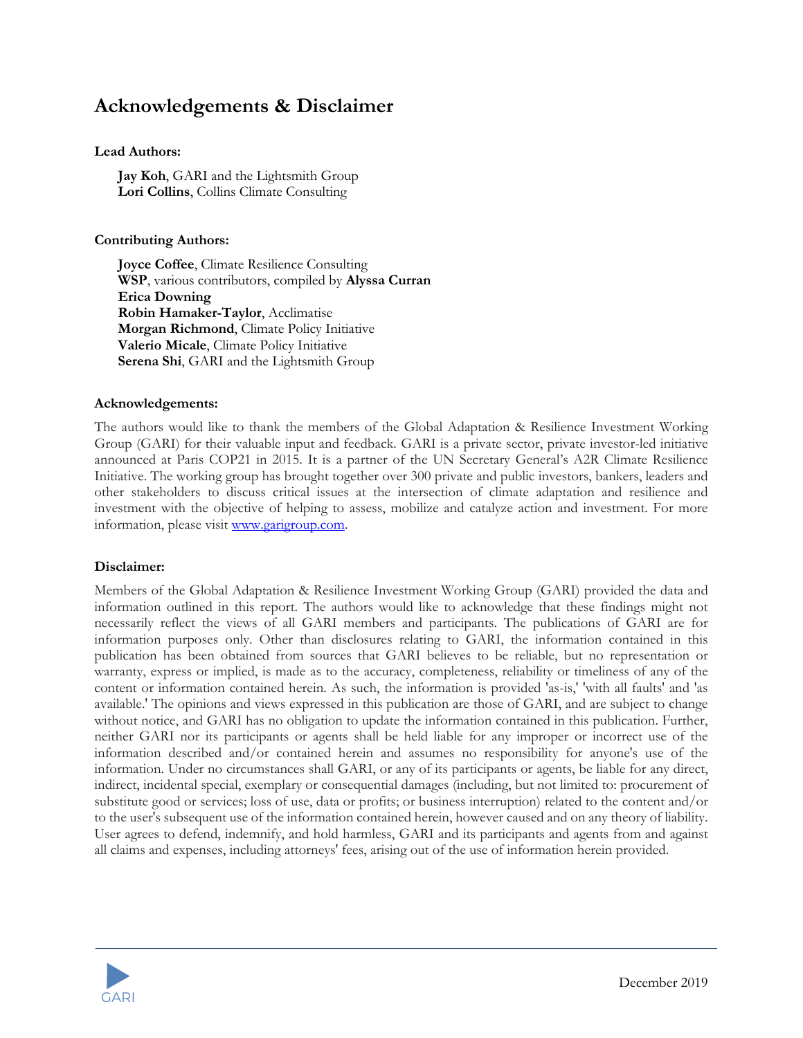# Acknowledgements & Disclaimer

**Lead Authors:**

**Jay Koh**, GARI and the Lightsmith Group
**Lori Collins**, Collins Climate Consulting

**Contributing Authors:**

**Joyce Coffee**, Climate Resilience Consulting
**WSP**, various contributors, compiled by **Alyssa Curran**
**Erica Downing**
**Robin Hamaker-Taylor**, Acclimatise
**Morgan Richmond**, Climate Policy Initiative
**Valerio Micale**, Climate Policy Initiative
**Serena Shi**, GARI and the Lightsmith Group

**Acknowledgements:**

The authors would like to thank the members of the Global Adaptation & Resilience Investment Working Group (GARI) for their valuable input and feedback. GARI is a private sector, private investor-led initiative announced at Paris COP21 in 2015. It is a partner of the UN Secretary General's A2R Climate Resilience Initiative. The working group has brought together over 300 private and public investors, bankers, leaders and other stakeholders to discuss critical issues at the intersection of climate adaptation and resilience and investment with the objective of helping to assess, mobilize and catalyze action and investment. For more information, please visit [www.garigroup.com](www.garigroup.com).

**Disclaimer:**

Members of the Global Adaptation & Resilience Investment Working Group (GARI) provided the data and information outlined in this report. The authors would like to acknowledge that these findings might not necessarily reflect the views of all GARI members and participants. The publications of GARI are for information purposes only. Other than disclosures relating to GARI, the information contained in this publication has been obtained from sources that GARI believes to be reliable, but no representation or warranty, express or implied, is made as to the accuracy, completeness, reliability or timeliness of any of the content or information contained herein. As such, the information is provided 'as-is,' 'with all faults' and 'as available.' The opinions and views expressed in this publication are those of GARI, and are subject to change without notice, and GARI has no obligation to update the information contained in this publication. Further, neither GARI nor its participants or agents shall be held liable for any improper or incorrect use of the information described and/or contained herein and assumes no responsibility for anyone's use of the information. Under no circumstances shall GARI, or any of its participants or agents, be liable for any direct, indirect, incidental special, exemplary or consequential damages (including, but not limited to: procurement of substitute good or services; loss of use, data or profits; or business interruption) related to the content and/or to the user's subsequent use of the information contained herein, however caused and on any theory of liability. User agrees to defend, indemnify, and hold harmless, GARI and its participants and agents from and against all claims and expenses, including attorneys' fees, arising out of the use of information herein provided.

December 2019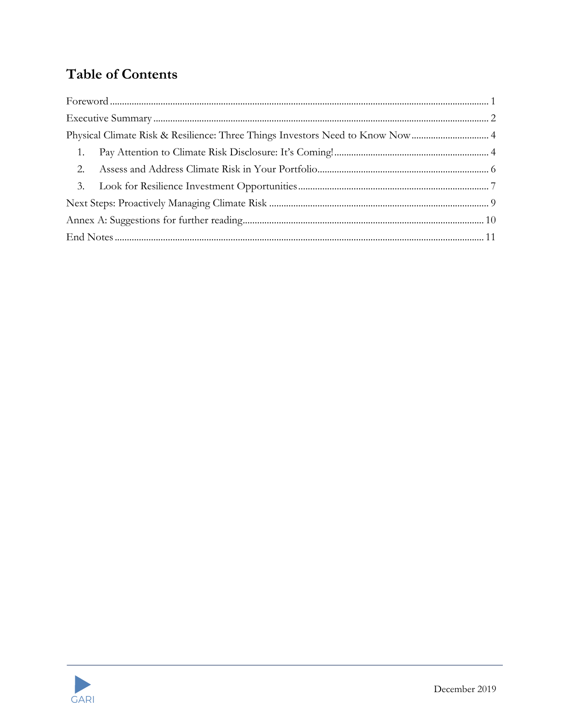# Table of Contents

Foreword ... 1

Executive Summary ... 2

Physical Climate Risk & Resilience: Three Things Investors Need to Know Now ... 4

1. Pay Attention to Climate Risk Disclosure: It's Coming! ... 4
2. Assess and Address Climate Risk in Your Portfolio ... 6
3. Look for Resilience Investment Opportunities ... 7

Next Steps: Proactively Managing Climate Risk ... 9

Annex A: Suggestions for further reading ... 10

End Notes ... 11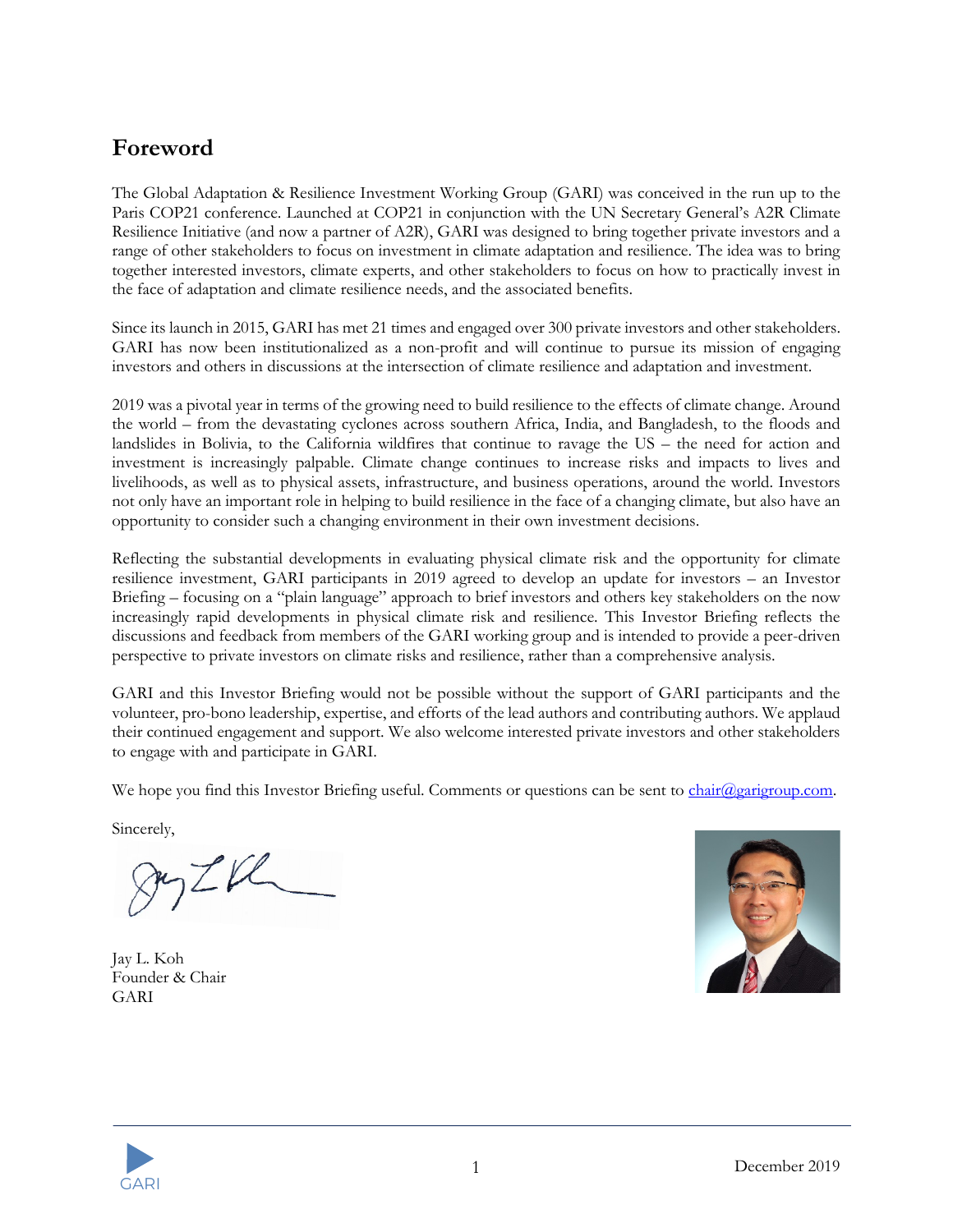## Foreword

The Global Adaptation & Resilience Investment Working Group (GARI) was conceived in the run up to the Paris COP21 conference. Launched at COP21 in conjunction with the UN Secretary General's A2R Climate Resilience Initiative (and now a partner of A2R), GARI was designed to bring together private investors and a range of other stakeholders to focus on investment in climate adaptation and resilience. The idea was to bring together interested investors, climate experts, and other stakeholders to focus on how to practically invest in the face of adaptation and climate resilience needs, and the associated benefits.

Since its launch in 2015, GARI has met 21 times and engaged over 300 private investors and other stakeholders. GARI has now been institutionalized as a non-profit and will continue to pursue its mission of engaging investors and others in discussions at the intersection of climate resilience and adaptation and investment.

2019 was a pivotal year in terms of the growing need to build resilience to the effects of climate change. Around the world – from the devastating cyclones across southern Africa, India, and Bangladesh, to the floods and landslides in Bolivia, to the California wildfires that continue to ravage the US – the need for action and investment is increasingly palpable. Climate change continues to increase risks and impacts to lives and livelihoods, as well as to physical assets, infrastructure, and business operations, around the world. Investors not only have an important role in helping to build resilience in the face of a changing climate, but also have an opportunity to consider such a changing environment in their own investment decisions.

Reflecting the substantial developments in evaluating physical climate risk and the opportunity for climate resilience investment, GARI participants in 2019 agreed to develop an update for investors – an Investor Briefing – focusing on a "plain language" approach to brief investors and others key stakeholders on the now increasingly rapid developments in physical climate risk and resilience. This Investor Briefing reflects the discussions and feedback from members of the GARI working group and is intended to provide a peer-driven perspective to private investors on climate risks and resilience, rather than a comprehensive analysis.

GARI and this Investor Briefing would not be possible without the support of GARI participants and the volunteer, pro-bono leadership, expertise, and efforts of the lead authors and contributing authors. We applaud their continued engagement and support. We also welcome interested private investors and other stakeholders to engage with and participate in GARI.

We hope you find this Investor Briefing useful. Comments or questions can be sent to chair@garigroup.com.

Sincerely,

Jay L. Koh
Founder & Chair
GARI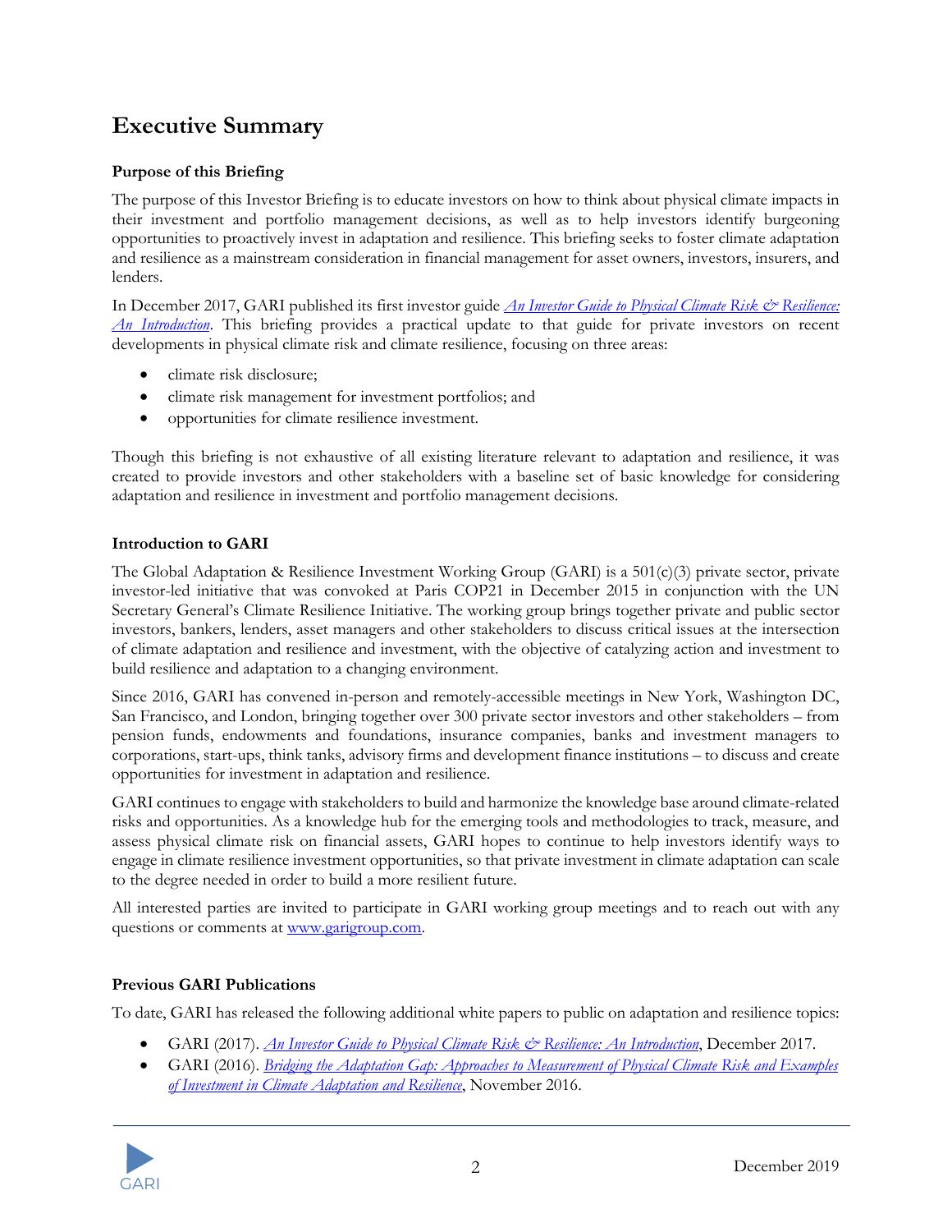# Executive Summary

### Purpose of this Briefing

The purpose of this Investor Briefing is to educate investors on how to think about physical climate impacts in their investment and portfolio management decisions, as well as to help investors identify burgeoning opportunities to proactively invest in adaptation and resilience. This briefing seeks to foster climate adaptation and resilience as a mainstream consideration in financial management for asset owners, investors, insurers, and lenders.

In December 2017, GARI published its first investor guide *An Investor Guide to Physical Climate Risk & Resilience: An Introduction*. This briefing provides a practical update to that guide for private investors on recent developments in physical climate risk and climate resilience, focusing on three areas:

- climate risk disclosure;
- climate risk management for investment portfolios; and
- opportunities for climate resilience investment.

Though this briefing is not exhaustive of all existing literature relevant to adaptation and resilience, it was created to provide investors and other stakeholders with a baseline set of basic knowledge for considering adaptation and resilience in investment and portfolio management decisions.

### Introduction to GARI

The Global Adaptation & Resilience Investment Working Group (GARI) is a 501(c)(3) private sector, private investor-led initiative that was convoked at Paris COP21 in December 2015 in conjunction with the UN Secretary General's Climate Resilience Initiative. The working group brings together private and public sector investors, bankers, lenders, asset managers and other stakeholders to discuss critical issues at the intersection of climate adaptation and resilience and investment, with the objective of catalyzing action and investment to build resilience and adaptation to a changing environment.

Since 2016, GARI has convened in-person and remotely-accessible meetings in New York, Washington DC, San Francisco, and London, bringing together over 300 private sector investors and other stakeholders – from pension funds, endowments and foundations, insurance companies, banks and investment managers to corporations, start-ups, think tanks, advisory firms and development finance institutions – to discuss and create opportunities for investment in adaptation and resilience.

GARI continues to engage with stakeholders to build and harmonize the knowledge base around climate-related risks and opportunities. As a knowledge hub for the emerging tools and methodologies to track, measure, and assess physical climate risk on financial assets, GARI hopes to continue to help investors identify ways to engage in climate resilience investment opportunities, so that private investment in climate adaptation can scale to the degree needed in order to build a more resilient future.

All interested parties are invited to participate in GARI working group meetings and to reach out with any questions or comments at www.garigroup.com.

### Previous GARI Publications

To date, GARI has released the following additional white papers to public on adaptation and resilience topics:

- GARI (2017). *An Investor Guide to Physical Climate Risk & Resilience: An Introduction*, December 2017.
- GARI (2016). *Bridging the Adaptation Gap: Approaches to Measurement of Physical Climate Risk and Examples of Investment in Climate Adaptation and Resilience*, November 2016.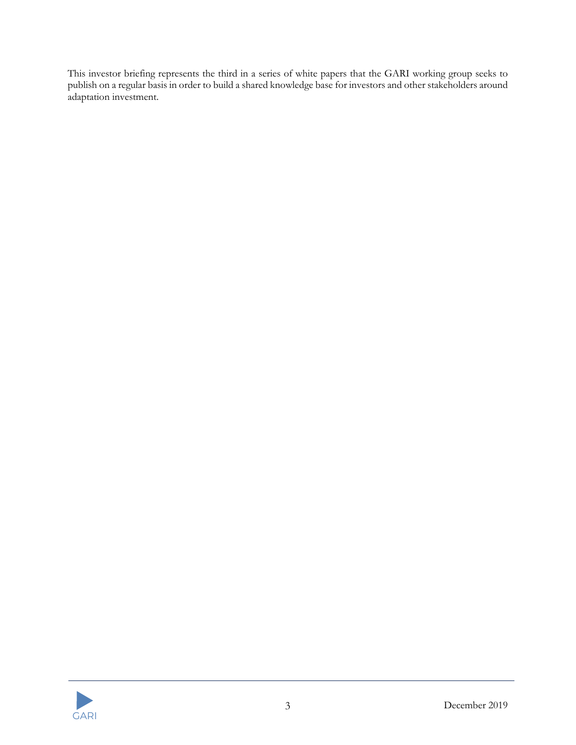This investor briefing represents the third in a series of white papers that the GARI working group seeks to publish on a regular basis in order to build a shared knowledge base for investors and other stakeholders around adaptation investment.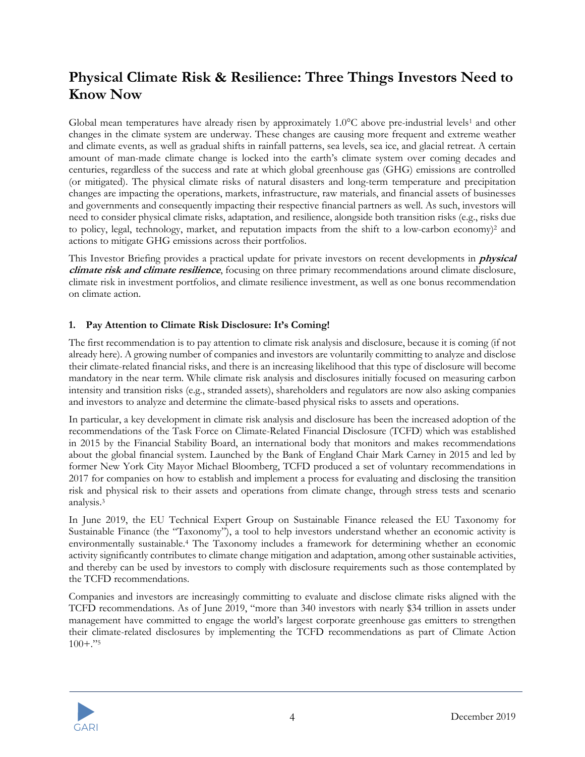# Physical Climate Risk & Resilience: Three Things Investors Need to Know Now

Global mean temperatures have already risen by approximately 1.0°C above pre-industrial levels[1] and other changes in the climate system are underway. These changes are causing more frequent and extreme weather and climate events, as well as gradual shifts in rainfall patterns, sea levels, sea ice, and glacial retreat. A certain amount of man-made climate change is locked into the earth's climate system over coming decades and centuries, regardless of the success and rate at which global greenhouse gas (GHG) emissions are controlled (or mitigated). The physical climate risks of natural disasters and long-term temperature and precipitation changes are impacting the operations, markets, infrastructure, raw materials, and financial assets of businesses and governments and consequently impacting their respective financial partners as well. As such, investors will need to consider physical climate risks, adaptation, and resilience, alongside both transition risks (e.g., risks due to policy, legal, technology, market, and reputation impacts from the shift to a low-carbon economy)[2] and actions to mitigate GHG emissions across their portfolios.

This Investor Briefing provides a practical update for private investors on recent developments in ***physical climate risk and climate resilience***, focusing on three primary recommendations around climate disclosure, climate risk in investment portfolios, and climate resilience investment, as well as one bonus recommendation on climate action.

### 1. Pay Attention to Climate Risk Disclosure: It's Coming!

The first recommendation is to pay attention to climate risk analysis and disclosure, because it is coming (if not already here). A growing number of companies and investors are voluntarily committing to analyze and disclose their climate-related financial risks, and there is an increasing likelihood that this type of disclosure will become mandatory in the near term. While climate risk analysis and disclosures initially focused on measuring carbon intensity and transition risks (e.g., stranded assets), shareholders and regulators are now also asking companies and investors to analyze and determine the climate-based physical risks to assets and operations.

In particular, a key development in climate risk analysis and disclosure has been the increased adoption of the recommendations of the Task Force on Climate-Related Financial Disclosure (TCFD) which was established in 2015 by the Financial Stability Board, an international body that monitors and makes recommendations about the global financial system. Launched by the Bank of England Chair Mark Carney in 2015 and led by former New York City Mayor Michael Bloomberg, TCFD produced a set of voluntary recommendations in 2017 for companies on how to establish and implement a process for evaluating and disclosing the transition risk and physical risk to their assets and operations from climate change, through stress tests and scenario analysis.[3]

In June 2019, the EU Technical Expert Group on Sustainable Finance released the EU Taxonomy for Sustainable Finance (the "Taxonomy"), a tool to help investors understand whether an economic activity is environmentally sustainable.[4] The Taxonomy includes a framework for determining whether an economic activity significantly contributes to climate change mitigation and adaptation, among other sustainable activities, and thereby can be used by investors to comply with disclosure requirements such as those contemplated by the TCFD recommendations.

Companies and investors are increasingly committing to evaluate and disclose climate risks aligned with the TCFD recommendations. As of June 2019, "more than 340 investors with nearly $34 trillion in assets under management have committed to engage the world's largest corporate greenhouse gas emitters to strengthen their climate-related disclosures by implementing the TCFD recommendations as part of Climate Action 100+."[5]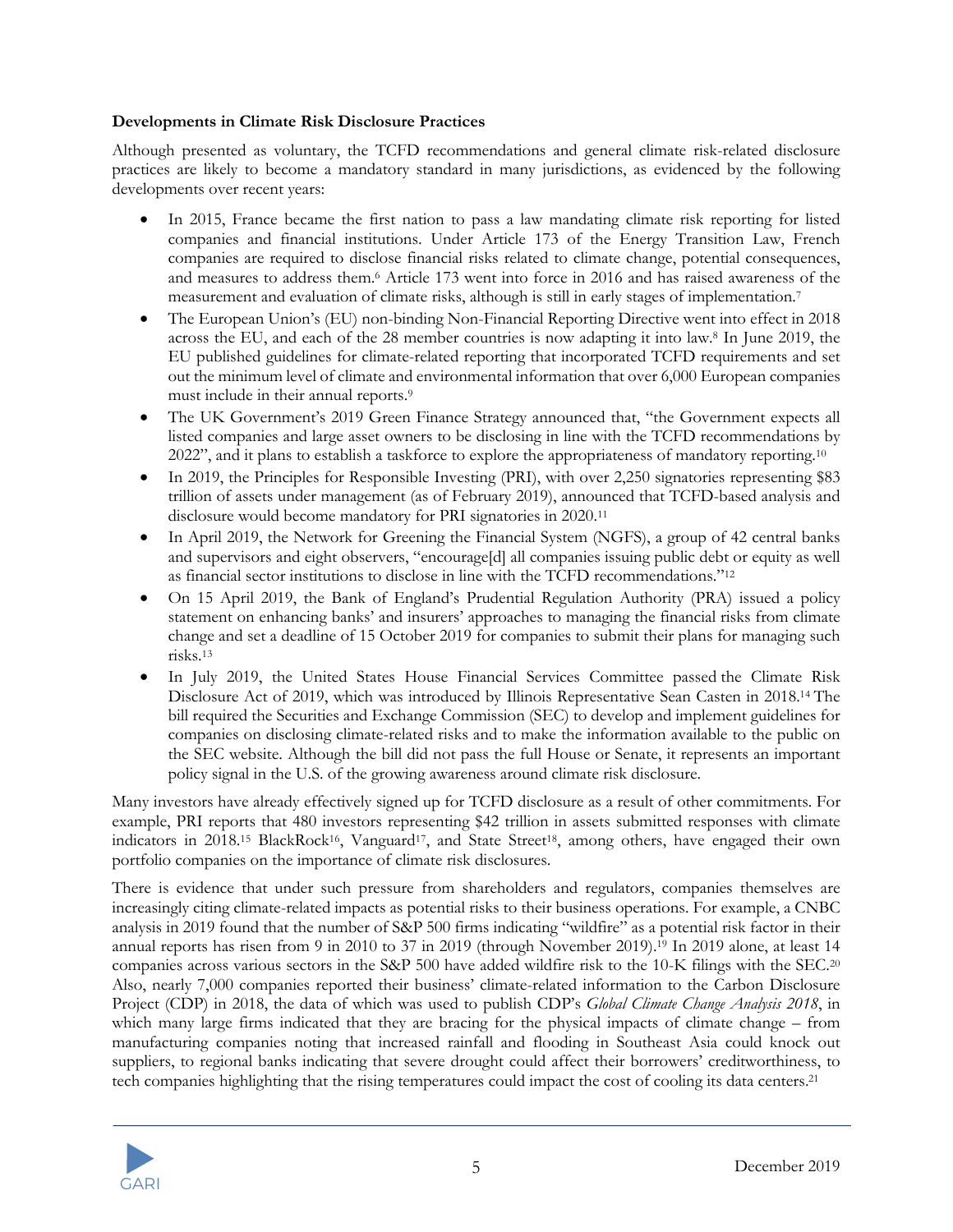**Developments in Climate Risk Disclosure Practices**

Although presented as voluntary, the TCFD recommendations and general climate risk-related disclosure practices are likely to become a mandatory standard in many jurisdictions, as evidenced by the following developments over recent years:

- In 2015, France became the first nation to pass a law mandating climate risk reporting for listed companies and financial institutions. Under Article 173 of the Energy Transition Law, French companies are required to disclose financial risks related to climate change, potential consequences, and measures to address them.[6] Article 173 went into force in 2016 and has raised awareness of the measurement and evaluation of climate risks, although is still in early stages of implementation.[7]
- The European Union's (EU) non-binding Non-Financial Reporting Directive went into effect in 2018 across the EU, and each of the 28 member countries is now adapting it into law.[8] In June 2019, the EU published guidelines for climate-related reporting that incorporated TCFD requirements and set out the minimum level of climate and environmental information that over 6,000 European companies must include in their annual reports.[9]
- The UK Government's 2019 Green Finance Strategy announced that, "the Government expects all listed companies and large asset owners to be disclosing in line with the TCFD recommendations by 2022", and it plans to establish a taskforce to explore the appropriateness of mandatory reporting.[10]
- In 2019, the Principles for Responsible Investing (PRI), with over 2,250 signatories representing $83 trillion of assets under management (as of February 2019), announced that TCFD-based analysis and disclosure would become mandatory for PRI signatories in 2020.[11]
- In April 2019, the Network for Greening the Financial System (NGFS), a group of 42 central banks and supervisors and eight observers, "encourage[d] all companies issuing public debt or equity as well as financial sector institutions to disclose in line with the TCFD recommendations."[12]
- On 15 April 2019, the Bank of England's Prudential Regulation Authority (PRA) issued a policy statement on enhancing banks' and insurers' approaches to managing the financial risks from climate change and set a deadline of 15 October 2019 for companies to submit their plans for managing such risks.[13]
- In July 2019, the United States House Financial Services Committee passed the Climate Risk Disclosure Act of 2019, which was introduced by Illinois Representative Sean Casten in 2018.[14] The bill required the Securities and Exchange Commission (SEC) to develop and implement guidelines for companies on disclosing climate-related risks and to make the information available to the public on the SEC website. Although the bill did not pass the full House or Senate, it represents an important policy signal in the U.S. of the growing awareness around climate risk disclosure.

Many investors have already effectively signed up for TCFD disclosure as a result of other commitments. For example, PRI reports that 480 investors representing $42 trillion in assets submitted responses with climate indicators in 2018.[15] BlackRock[16], Vanguard[17], and State Street[18], among others, have engaged their own portfolio companies on the importance of climate risk disclosures.

There is evidence that under such pressure from shareholders and regulators, companies themselves are increasingly citing climate-related impacts as potential risks to their business operations. For example, a CNBC analysis in 2019 found that the number of S&P 500 firms indicating "wildfire" as a potential risk factor in their annual reports has risen from 9 in 2010 to 37 in 2019 (through November 2019).[19] In 2019 alone, at least 14 companies across various sectors in the S&P 500 have added wildfire risk to the 10-K filings with the SEC.[20] Also, nearly 7,000 companies reported their business' climate-related information to the Carbon Disclosure Project (CDP) in 2018, the data of which was used to publish CDP's *Global Climate Change Analysis 2018*, in which many large firms indicated that they are bracing for the physical impacts of climate change – from manufacturing companies noting that increased rainfall and flooding in Southeast Asia could knock out suppliers, to regional banks indicating that severe drought could affect their borrowers' creditworthiness, to tech companies highlighting that the rising temperatures could impact the cost of cooling its data centers.[21]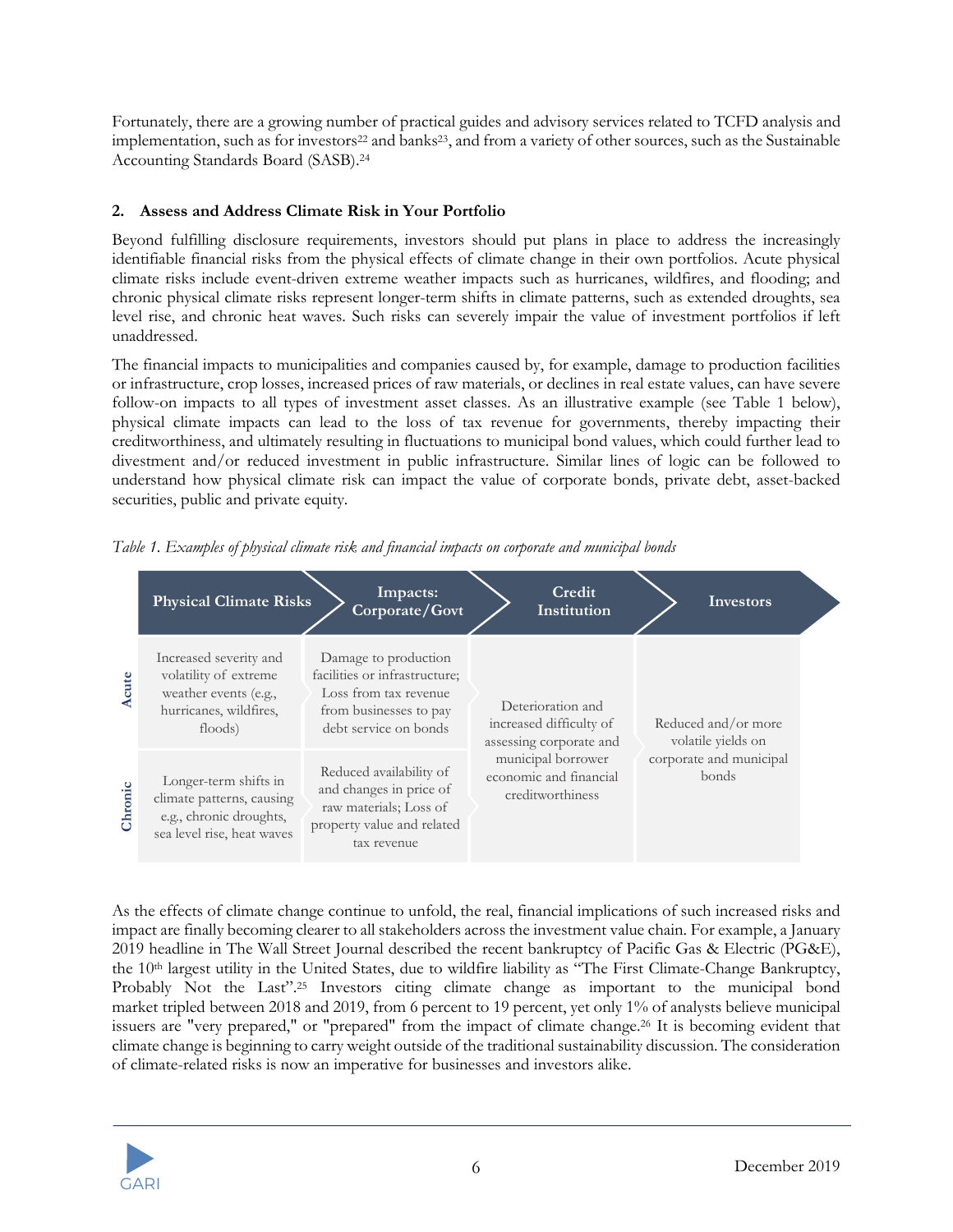Fortunately, there are a growing number of practical guides and advisory services related to TCFD analysis and implementation, such as for investors[22] and banks[23], and from a variety of other sources, such as the Sustainable Accounting Standards Board (SASB).[24]

### 2. Assess and Address Climate Risk in Your Portfolio

Beyond fulfilling disclosure requirements, investors should put plans in place to address the increasingly identifiable financial risks from the physical effects of climate change in their own portfolios. Acute physical climate risks include event-driven extreme weather impacts such as hurricanes, wildfires, and flooding; and chronic physical climate risks represent longer-term shifts in climate patterns, such as extended droughts, sea level rise, and chronic heat waves. Such risks can severely impair the value of investment portfolios if left unaddressed.

The financial impacts to municipalities and companies caused by, for example, damage to production facilities or infrastructure, crop losses, increased prices of raw materials, or declines in real estate values, can have severe follow-on impacts to all types of investment asset classes. As an illustrative example (see Table 1 below), physical climate impacts can lead to the loss of tax revenue for governments, thereby impacting their creditworthiness, and ultimately resulting in fluctuations to municipal bond values, which could further lead to divestment and/or reduced investment in public infrastructure. Similar lines of logic can be followed to understand how physical climate risk can impact the value of corporate bonds, private debt, asset-backed securities, public and private equity.

*Table 1. Examples of physical climate risk and financial impacts on corporate and municipal bonds*

| | Physical Climate Risks | Impacts: Corporate/Govt | Credit Institution | Investors |
|---|---|---|---|---|
| Acute | Increased severity and volatility of extreme weather events (e.g., hurricanes, wildfires, floods) | Damage to production facilities or infrastructure; Loss from tax revenue from businesses to pay debt service on bonds | Deterioration and increased difficulty of assessing corporate and municipal borrower economic and financial creditworthiness | Reduced and/or more volatile yields on corporate and municipal bonds |
| Chronic | Longer-term shifts in climate patterns, causing e.g., chronic droughts, sea level rise, heat waves | Reduced availability of and changes in price of raw materials; Loss of property value and related tax revenue | | |

As the effects of climate change continue to unfold, the real, financial implications of such increased risks and impact are finally becoming clearer to all stakeholders across the investment value chain. For example, a January 2019 headline in The Wall Street Journal described the recent bankruptcy of Pacific Gas & Electric (PG&E), the 10th largest utility in the United States, due to wildfire liability as "The First Climate-Change Bankruptcy, Probably Not the Last".[25] Investors citing climate change as important to the municipal bond market tripled between 2018 and 2019, from 6 percent to 19 percent, yet only 1% of analysts believe municipal issuers are "very prepared," or "prepared" from the impact of climate change.[26] It is becoming evident that climate change is beginning to carry weight outside of the traditional sustainability discussion. The consideration of climate-related risks is now an imperative for businesses and investors alike.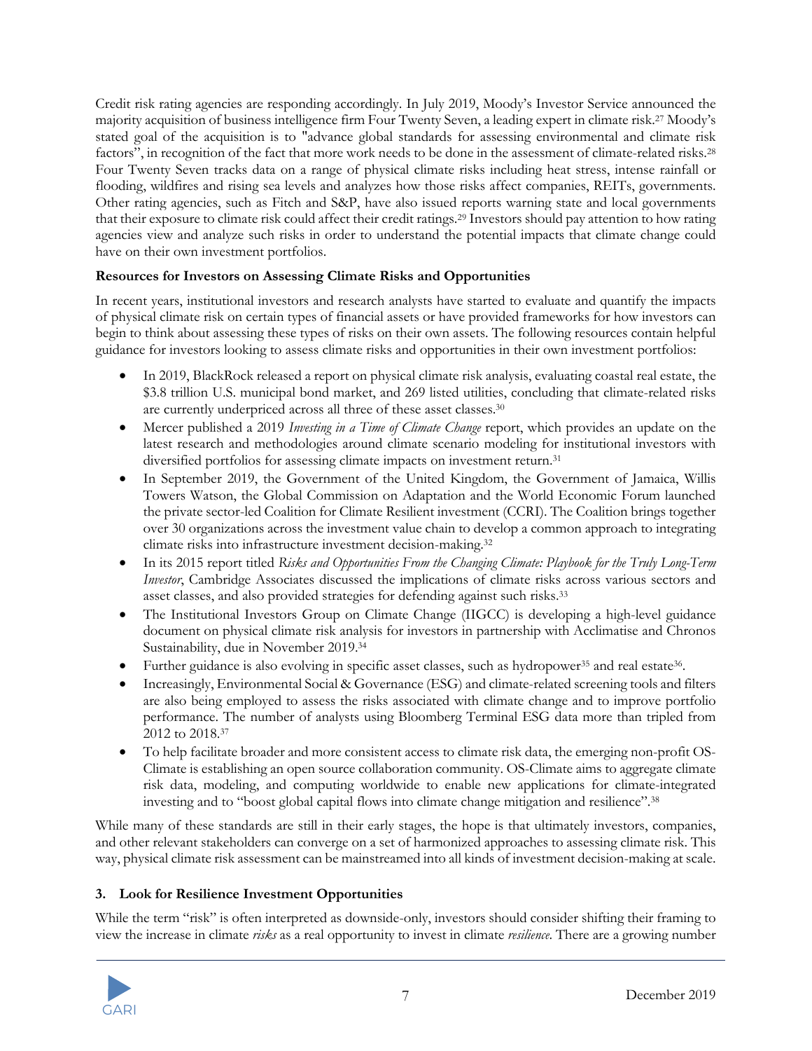Credit risk rating agencies are responding accordingly. In July 2019, Moody's Investor Service announced the majority acquisition of business intelligence firm Four Twenty Seven, a leading expert in climate risk.[27] Moody's stated goal of the acquisition is to "advance global standards for assessing environmental and climate risk factors", in recognition of the fact that more work needs to be done in the assessment of climate-related risks.[28] Four Twenty Seven tracks data on a range of physical climate risks including heat stress, intense rainfall or flooding, wildfires and rising sea levels and analyzes how those risks affect companies, REITs, governments. Other rating agencies, such as Fitch and S&P, have also issued reports warning state and local governments that their exposure to climate risk could affect their credit ratings.[29] Investors should pay attention to how rating agencies view and analyze such risks in order to understand the potential impacts that climate change could have on their own investment portfolios.

**Resources for Investors on Assessing Climate Risks and Opportunities**

In recent years, institutional investors and research analysts have started to evaluate and quantify the impacts of physical climate risk on certain types of financial assets or have provided frameworks for how investors can begin to think about assessing these types of risks on their own assets. The following resources contain helpful guidance for investors looking to assess climate risks and opportunities in their own investment portfolios:

- In 2019, BlackRock released a report on physical climate risk analysis, evaluating coastal real estate, the $3.8 trillion U.S. municipal bond market, and 269 listed utilities, concluding that climate-related risks are currently underpriced across all three of these asset classes.[30]
- Mercer published a 2019 *Investing in a Time of Climate Change* report, which provides an update on the latest research and methodologies around climate scenario modeling for institutional investors with diversified portfolios for assessing climate impacts on investment return.[31]
- In September 2019, the Government of the United Kingdom, the Government of Jamaica, Willis Towers Watson, the Global Commission on Adaptation and the World Economic Forum launched the private sector-led Coalition for Climate Resilient investment (CCRI). The Coalition brings together over 30 organizations across the investment value chain to develop a common approach to integrating climate risks into infrastructure investment decision-making.[32]
- In its 2015 report titled *Risks and Opportunities From the Changing Climate: Playbook for the Truly Long-Term Investor*, Cambridge Associates discussed the implications of climate risks across various sectors and asset classes, and also provided strategies for defending against such risks.[33]
- The Institutional Investors Group on Climate Change (IIGCC) is developing a high-level guidance document on physical climate risk analysis for investors in partnership with Acclimatise and Chronos Sustainability, due in November 2019.[34]
- Further guidance is also evolving in specific asset classes, such as hydropower[35] and real estate[36].
- Increasingly, Environmental Social & Governance (ESG) and climate-related screening tools and filters are also being employed to assess the risks associated with climate change and to improve portfolio performance. The number of analysts using Bloomberg Terminal ESG data more than tripled from 2012 to 2018.[37]
- To help facilitate broader and more consistent access to climate risk data, the emerging non-profit OS-Climate is establishing an open source collaboration community. OS-Climate aims to aggregate climate risk data, modeling, and computing worldwide to enable new applications for climate-integrated investing and to "boost global capital flows into climate change mitigation and resilience".[38]

While many of these standards are still in their early stages, the hope is that ultimately investors, companies, and other relevant stakeholders can converge on a set of harmonized approaches to assessing climate risk. This way, physical climate risk assessment can be mainstreamed into all kinds of investment decision-making at scale.

### 3. Look for Resilience Investment Opportunities

While the term "risk" is often interpreted as downside-only, investors should consider shifting their framing to view the increase in climate *risks* as a real opportunity to invest in climate *resilience*. There are a growing number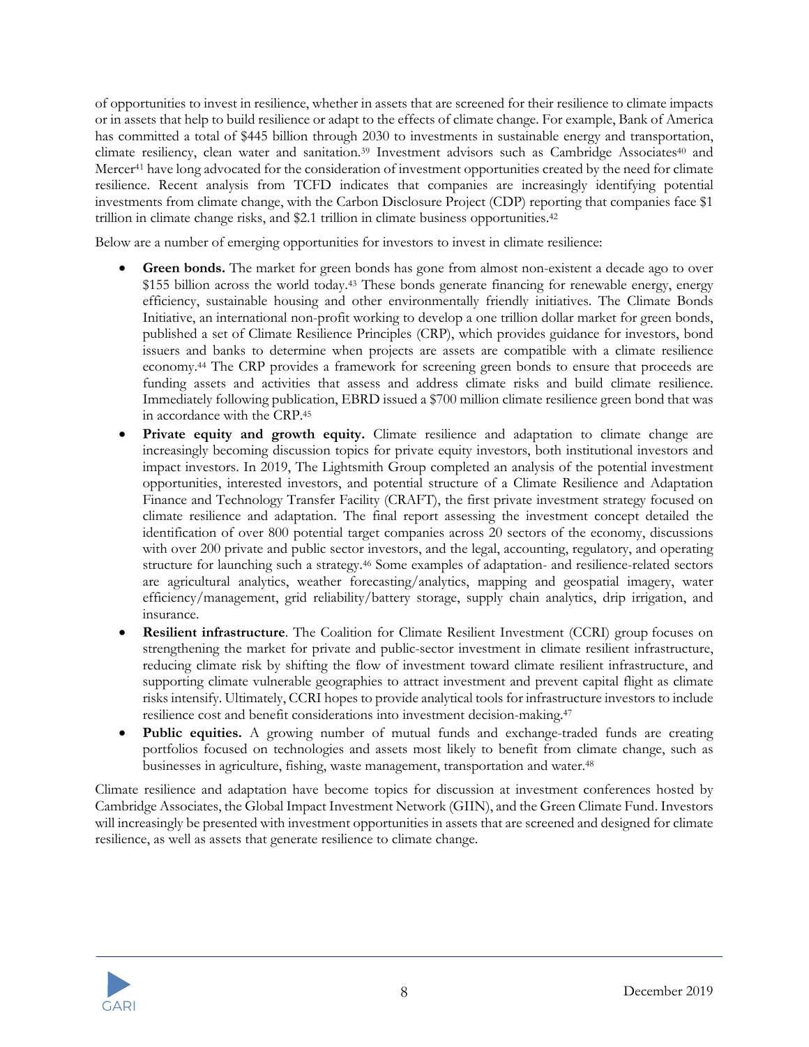of opportunities to invest in resilience, whether in assets that are screened for their resilience to climate impacts or in assets that help to build resilience or adapt to the effects of climate change. For example, Bank of America has committed a total of $445 billion through 2030 to investments in sustainable energy and transportation, climate resiliency, clean water and sanitation.[39] Investment advisors such as Cambridge Associates[40] and Mercer[41] have long advocated for the consideration of investment opportunities created by the need for climate resilience. Recent analysis from TCFD indicates that companies are increasingly identifying potential investments from climate change, with the Carbon Disclosure Project (CDP) reporting that companies face $1 trillion in climate change risks, and $2.1 trillion in climate business opportunities.[42]

Below are a number of emerging opportunities for investors to invest in climate resilience:

- **Green bonds.** The market for green bonds has gone from almost non-existent a decade ago to over $155 billion across the world today.[43] These bonds generate financing for renewable energy, energy efficiency, sustainable housing and other environmentally friendly initiatives. The Climate Bonds Initiative, an international non-profit working to develop a one trillion dollar market for green bonds, published a set of Climate Resilience Principles (CRP), which provides guidance for investors, bond issuers and banks to determine when projects are assets are compatible with a climate resilience economy.[44] The CRP provides a framework for screening green bonds to ensure that proceeds are funding assets and activities that assess and address climate risks and build climate resilience. Immediately following publication, EBRD issued a $700 million climate resilience green bond that was in accordance with the CRP.[45]
- **Private equity and growth equity.** Climate resilience and adaptation to climate change are increasingly becoming discussion topics for private equity investors, both institutional investors and impact investors. In 2019, The Lightsmith Group completed an analysis of the potential investment opportunities, interested investors, and potential structure of a Climate Resilience and Adaptation Finance and Technology Transfer Facility (CRAFT), the first private investment strategy focused on climate resilience and adaptation. The final report assessing the investment concept detailed the identification of over 800 potential target companies across 20 sectors of the economy, discussions with over 200 private and public sector investors, and the legal, accounting, regulatory, and operating structure for launching such a strategy.[46] Some examples of adaptation- and resilience-related sectors are agricultural analytics, weather forecasting/analytics, mapping and geospatial imagery, water efficiency/management, grid reliability/battery storage, supply chain analytics, drip irrigation, and insurance.
- **Resilient infrastructure**. The Coalition for Climate Resilient Investment (CCRI) group focuses on strengthening the market for private and public-sector investment in climate resilient infrastructure, reducing climate risk by shifting the flow of investment toward climate resilient infrastructure, and supporting climate vulnerable geographies to attract investment and prevent capital flight as climate risks intensify. Ultimately, CCRI hopes to provide analytical tools for infrastructure investors to include resilience cost and benefit considerations into investment decision-making.[47]
- **Public equities.** A growing number of mutual funds and exchange-traded funds are creating portfolios focused on technologies and assets most likely to benefit from climate change, such as businesses in agriculture, fishing, waste management, transportation and water.[48]

Climate resilience and adaptation have become topics for discussion at investment conferences hosted by Cambridge Associates, the Global Impact Investment Network (GIIN), and the Green Climate Fund. Investors will increasingly be presented with investment opportunities in assets that are screened and designed for climate resilience, as well as assets that generate resilience to climate change.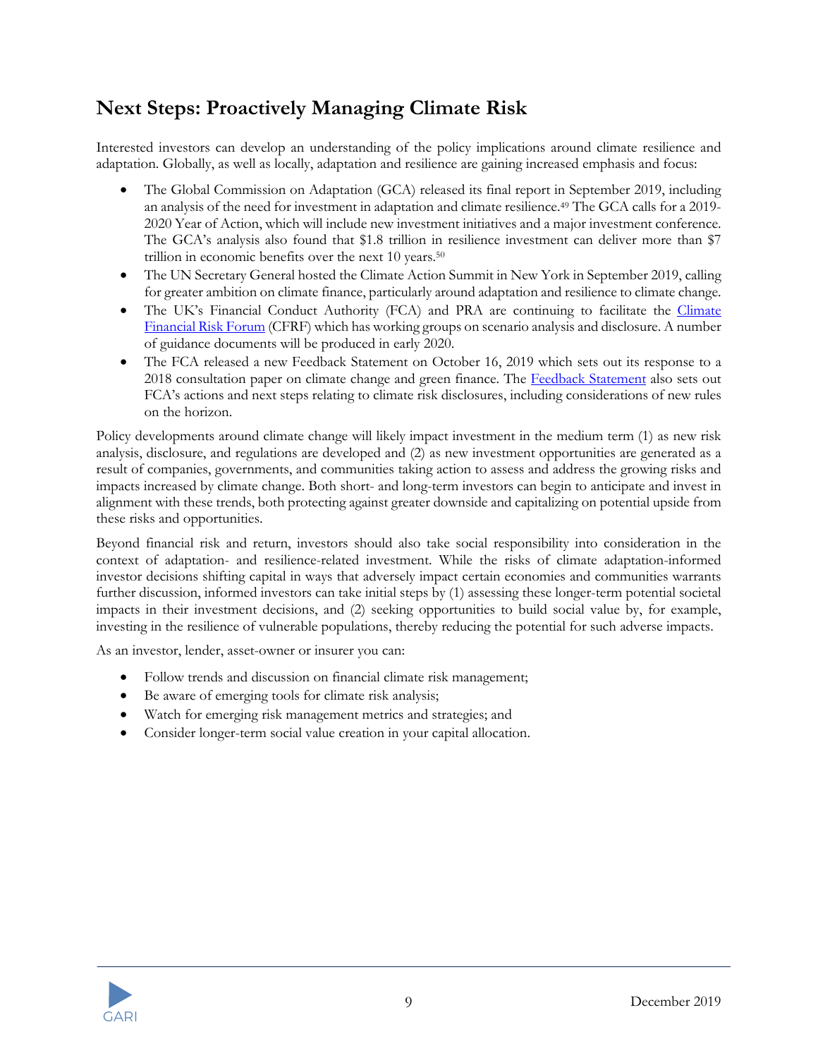## Next Steps: Proactively Managing Climate Risk

Interested investors can develop an understanding of the policy implications around climate resilience and adaptation. Globally, as well as locally, adaptation and resilience are gaining increased emphasis and focus:

- The Global Commission on Adaptation (GCA) released its final report in September 2019, including an analysis of the need for investment in adaptation and climate resilience.[49] The GCA calls for a 2019-2020 Year of Action, which will include new investment initiatives and a major investment conference. The GCA's analysis also found that $1.8 trillion in resilience investment can deliver more than $7 trillion in economic benefits over the next 10 years.[50]
- The UN Secretary General hosted the Climate Action Summit in New York in September 2019, calling for greater ambition on climate finance, particularly around adaptation and resilience to climate change.
- The UK's Financial Conduct Authority (FCA) and PRA are continuing to facilitate the [Climate Financial Risk Forum]() (CFRF) which has working groups on scenario analysis and disclosure. A number of guidance documents will be produced in early 2020.
- The FCA released a new Feedback Statement on October 16, 2019 which sets out its response to a 2018 consultation paper on climate change and green finance. The [Feedback Statement]() also sets out FCA's actions and next steps relating to climate risk disclosures, including considerations of new rules on the horizon.

Policy developments around climate change will likely impact investment in the medium term (1) as new risk analysis, disclosure, and regulations are developed and (2) as new investment opportunities are generated as a result of companies, governments, and communities taking action to assess and address the growing risks and impacts increased by climate change. Both short- and long-term investors can begin to anticipate and invest in alignment with these trends, both protecting against greater downside and capitalizing on potential upside from these risks and opportunities.

Beyond financial risk and return, investors should also take social responsibility into consideration in the context of adaptation- and resilience-related investment. While the risks of climate adaptation-informed investor decisions shifting capital in ways that adversely impact certain economies and communities warrants further discussion, informed investors can take initial steps by (1) assessing these longer-term potential societal impacts in their investment decisions, and (2) seeking opportunities to build social value by, for example, investing in the resilience of vulnerable populations, thereby reducing the potential for such adverse impacts.

As an investor, lender, asset-owner or insurer you can:

- Follow trends and discussion on financial climate risk management;
- Be aware of emerging tools for climate risk analysis;
- Watch for emerging risk management metrics and strategies; and
- Consider longer-term social value creation in your capital allocation.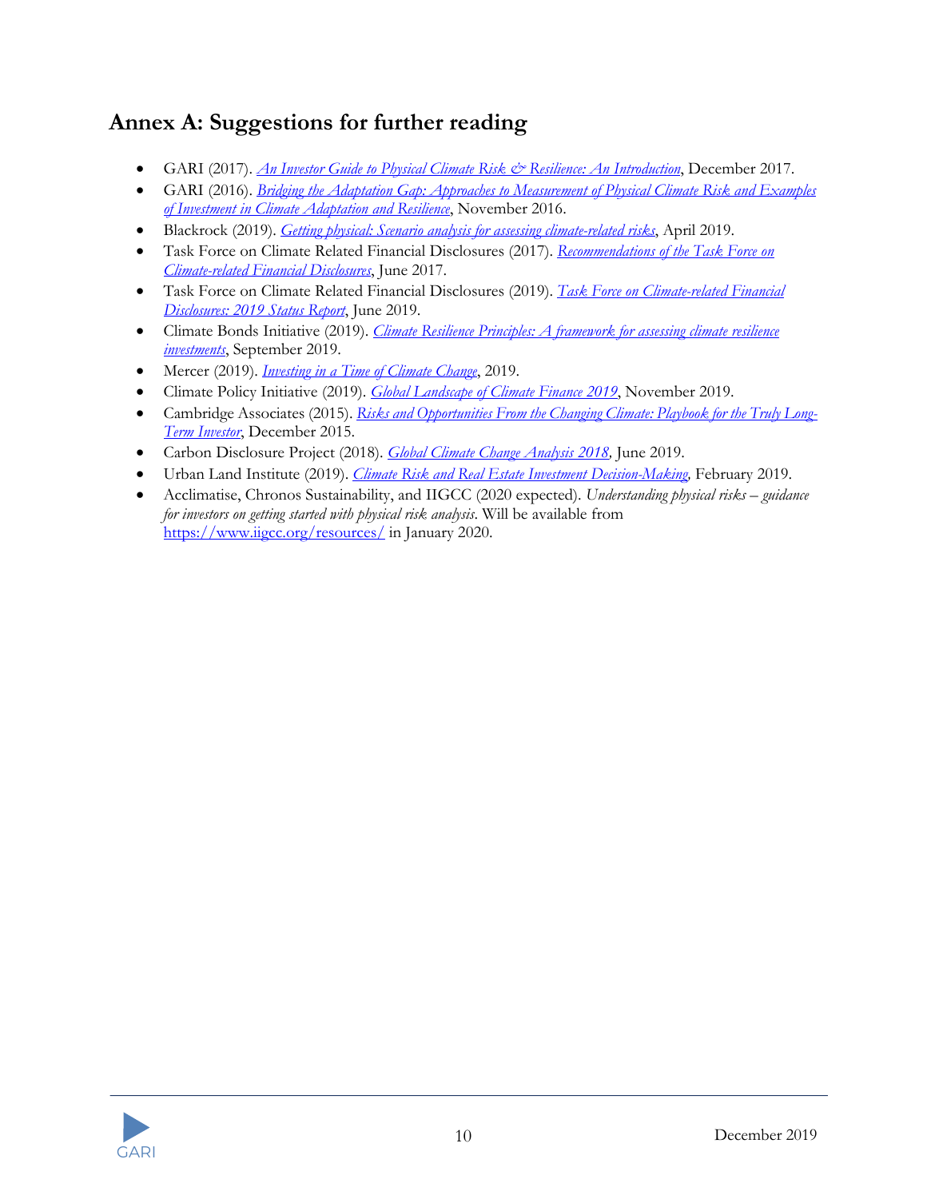## Annex A: Suggestions for further reading

- GARI (2017). *An Investor Guide to Physical Climate Risk & Resilience: An Introduction*, December 2017.
- GARI (2016). *Bridging the Adaptation Gap: Approaches to Measurement of Physical Climate Risk and Examples of Investment in Climate Adaptation and Resilience*, November 2016.
- Blackrock (2019). *Getting physical: Scenario analysis for assessing climate-related risks*, April 2019.
- Task Force on Climate Related Financial Disclosures (2017). *Recommendations of the Task Force on Climate-related Financial Disclosures*, June 2017.
- Task Force on Climate Related Financial Disclosures (2019). *Task Force on Climate-related Financial Disclosures: 2019 Status Report*, June 2019.
- Climate Bonds Initiative (2019). *Climate Resilience Principles: A framework for assessing climate resilience investments*, September 2019.
- Mercer (2019). *Investing in a Time of Climate Change*, 2019.
- Climate Policy Initiative (2019). *Global Landscape of Climate Finance 2019*, November 2019.
- Cambridge Associates (2015). *Risks and Opportunities From the Changing Climate: Playbook for the Truly Long-Term Investor*, December 2015.
- Carbon Disclosure Project (2018). *Global Climate Change Analysis 2018*, June 2019.
- Urban Land Institute (2019). *Climate Risk and Real Estate Investment Decision-Making*, February 2019.
- Acclimatise, Chronos Sustainability, and IIGCC (2020 expected). *Understanding physical risks – guidance for investors on getting started with physical risk analysis*. Will be available from https://www.iigcc.org/resources/ in January 2020.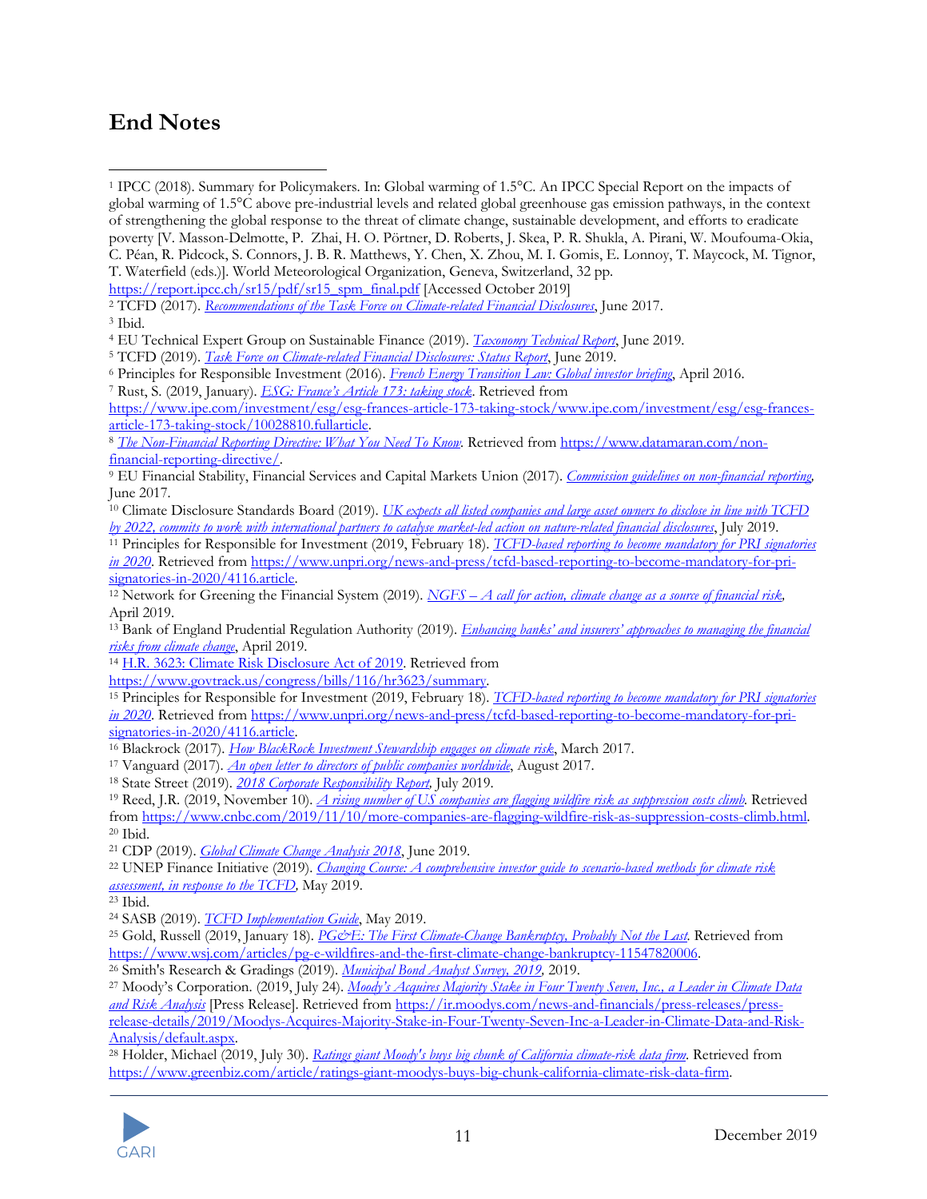## End Notes

[1] IPCC (2018). Summary for Policymakers. In: Global warming of 1.5°C. An IPCC Special Report on the impacts of global warming of 1.5°C above pre-industrial levels and related global greenhouse gas emission pathways, in the context of strengthening the global response to the threat of climate change, sustainable development, and efforts to eradicate poverty [V. Masson-Delmotte, P. Zhai, H. O. Pörtner, D. Roberts, J. Skea, P. R. Shukla, A. Pirani, W. Moufouma-Okia, C. Péan, R. Pidcock, S. Connors, J. B. R. Matthews, Y. Chen, X. Zhou, M. I. Gomis, E. Lonnoy, T. Maycock, M. Tignor, T. Waterfield (eds.)]. World Meteorological Organization, Geneva, Switzerland, 32 pp. https://report.ipcc.ch/sr15/pdf/sr15_spm_final.pdf [Accessed October 2019]

[2] TCFD (2017). *Recommendations of the Task Force on Climate-related Financial Disclosures*, June 2017.

[3] Ibid.

[4] EU Technical Expert Group on Sustainable Finance (2019). *Taxonomy Technical Report*, June 2019.

[5] TCFD (2019). *Task Force on Climate-related Financial Disclosures: Status Report*, June 2019.

[6] Principles for Responsible Investment (2016). *French Energy Transition Law: Global investor briefing*, April 2016.

[7] Rust, S. (2019, January). *ESG: France's Article 173: taking stock*. Retrieved from https://www.ipe.com/investment/esg/esg-frances-article-173-taking-stock/www.ipe.com/investment/esg/esg-frances-article-173-taking-stock/10028810.fullarticle.

[8] *The Non-Financial Reporting Directive: What You Need To Know*. Retrieved from https://www.datamaran.com/non-financial-reporting-directive/.

[9] EU Financial Stability, Financial Services and Capital Markets Union (2017). *Commission guidelines on non-financial reporting*, June 2017.

[10] Climate Disclosure Standards Board (2019). *UK expects all listed companies and large asset owners to disclose in line with TCFD by 2022, commits to work with international partners to catalyse market-led action on nature-related financial disclosures*, July 2019.

[11] Principles for Responsible Investment (2019, February 18). *TCFD-based reporting to become mandatory for PRI signatories in 2020*. Retrieved from https://www.unpri.org/news-and-press/tcfd-based-reporting-to-become-mandatory-for-pri-signatories-in-2020/4116.article.

[12] Network for Greening the Financial System (2019). *NGFS – A call for action, climate change as a source of financial risk*, April 2019.

[13] Bank of England Prudential Regulation Authority (2019). *Enhancing banks' and insurers' approaches to managing the financial risks from climate change*, April 2019.

[14] H.R. 3623: Climate Risk Disclosure Act of 2019. Retrieved from https://www.govtrack.us/congress/bills/116/hr3623/summary.

[15] Principles for Responsible Investment (2019, February 18). *TCFD-based reporting to become mandatory for PRI signatories in 2020*. Retrieved from https://www.unpri.org/news-and-press/tcfd-based-reporting-to-become-mandatory-for-pri-signatories-in-2020/4116.article.

[16] Blackrock (2017). *How BlackRock Investment Stewardship engages on climate risk*, March 2017.

[17] Vanguard (2017). *An open letter to directors of public companies worldwide*, August 2017.

[18] State Street (2019). *2018 Corporate Responsibility Report*, July 2019.

[19] Reed, J.R. (2019, November 10). *A rising number of US companies are flagging wildfire risk as suppression costs climb*. Retrieved from https://www.cnbc.com/2019/11/10/more-companies-are-flagging-wildfire-risk-as-suppression-costs-climb.html.

[20] Ibid.

[21] CDP (2019). *Global Climate Change Analysis 2018*, June 2019.

[22] UNEP Finance Initiative (2019). *Changing Course: A comprehensive investor guide to scenario-based methods for climate risk assessment, in response to the TCFD*, May 2019.

[23] Ibid.

[24] SASB (2019). *TCFD Implementation Guide*, May 2019.

[25] Gold, Russell (2019, January 18). *PG&E: The First Climate-Change Bankruptcy, Probably Not the Last*. Retrieved from https://www.wsj.com/articles/pg-e-wildfires-and-the-first-climate-change-bankruptcy-11547820006.

[26] Smith's Research & Gradings (2019). *Municipal Bond Analyst Survey, 2019*, 2019.

[27] Moody's Corporation. (2019, July 24). *Moody's Acquires Majority Stake in Four Twenty Seven, Inc., a Leader in Climate Data and Risk Analysis* [Press Release]. Retrieved from https://ir.moodys.com/news-and-financials/press-releases/press-release-details/2019/Moodys-Acquires-Majority-Stake-in-Four-Twenty-Seven-Inc-a-Leader-in-Climate-Data-and-Risk-Analysis/default.aspx.

[28] Holder, Michael (2019, July 30). *Ratings giant Moody's buys big chunk of California climate-risk data firm*. Retrieved from https://www.greenbiz.com/article/ratings-giant-moodys-buys-big-chunk-california-climate-risk-data-firm.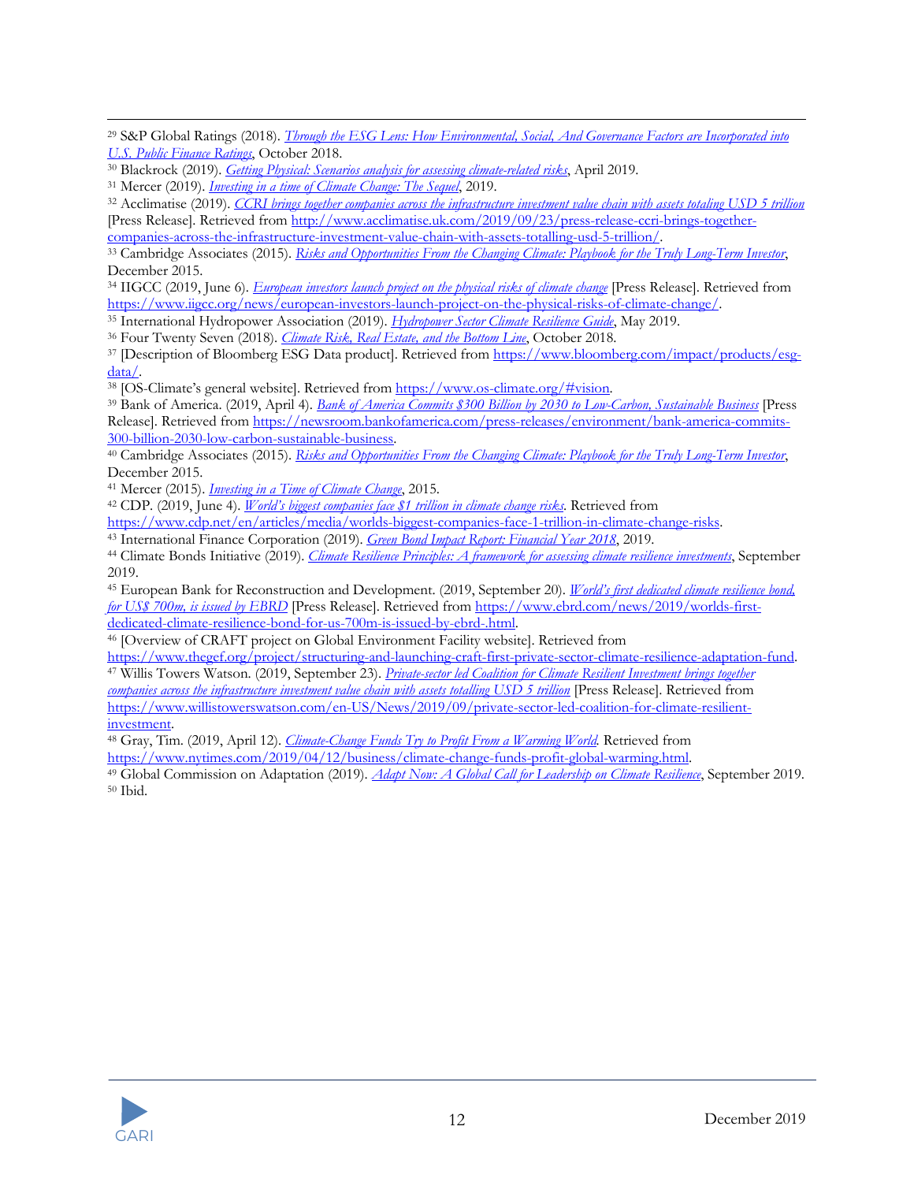[29] S&P Global Ratings (2018). *[Through the ESG Lens: How Environmental, Social, And Governance Factors are Incorporated into U.S. Public Finance Ratings](#)*, October 2018.

[30] Blackrock (2019). *[Getting Physical: Scenarios analysis for assessing climate-related risks](#)*, April 2019.

[31] Mercer (2019). *[Investing in a time of Climate Change: The Sequel](#)*, 2019.

[32] Acclimatise (2019). *[CCRI brings together companies across the infrastructure investment value chain with assets totaling USD 5 trillion](#)* [Press Release]. Retrieved from http://www.acclimatise.uk.com/2019/09/23/press-release-ccri-brings-together-companies-across-the-infrastructure-investment-value-chain-with-assets-totalling-usd-5-trillion/.

[33] Cambridge Associates (2015). *[Risks and Opportunities From the Changing Climate: Playbook for the Truly Long-Term Investor](#)*, December 2015.

[34] IIGCC (2019, June 6). *[European investors launch project on the physical risks of climate change](#)* [Press Release]. Retrieved from https://www.iigcc.org/news/european-investors-launch-project-on-the-physical-risks-of-climate-change/.

[35] International Hydropower Association (2019). *[Hydropower Sector Climate Resilience Guide](#)*, May 2019.

[36] Four Twenty Seven (2018). *[Climate Risk, Real Estate, and the Bottom Line](#)*, October 2018.

[37] [Description of Bloomberg ESG Data product]. Retrieved from https://www.bloomberg.com/impact/products/esg-data/.

[38] [OS-Climate's general website]. Retrieved from https://www.os-climate.org/#vision.

[39] Bank of America. (2019, April 4). *[Bank of America Commits $300 Billion by 2030 to Low-Carbon, Sustainable Business](#)* [Press Release]. Retrieved from https://newsroom.bankofamerica.com/press-releases/environment/bank-america-commits-300-billion-2030-low-carbon-sustainable-business.

[40] Cambridge Associates (2015). *[Risks and Opportunities From the Changing Climate: Playbook for the Truly Long-Term Investor](#)*, December 2015.

[41] Mercer (2015). *[Investing in a Time of Climate Change](#)*, 2015.

[42] CDP. (2019, June 4). *[World's biggest companies face $1 trillion in climate change risks](#)*. Retrieved from https://www.cdp.net/en/articles/media/worlds-biggest-companies-face-1-trillion-in-climate-change-risks.

[43] International Finance Corporation (2019). *[Green Bond Impact Report: Financial Year 2018](#)*, 2019.

[44] Climate Bonds Initiative (2019). *[Climate Resilience Principles: A framework for assessing climate resilience investments](#)*, September 2019.

[45] European Bank for Reconstruction and Development. (2019, September 20). *[World's first dedicated climate resilience bond, for US$ 700m, is issued by EBRD](#)* [Press Release]. Retrieved from https://www.ebrd.com/news/2019/worlds-first-dedicated-climate-resilience-bond-for-us-700m-is-issued-by-ebrd-.html.

[46] [Overview of CRAFT project on Global Environment Facility website]. Retrieved from https://www.thegef.org/project/structuring-and-launching-craft-first-private-sector-climate-resilience-adaptation-fund.

[47] Willis Towers Watson. (2019, September 23). *[Private-sector led Coalition for Climate Resilient Investment brings together companies across the infrastructure investment value chain with assets totalling USD 5 trillion](#)* [Press Release]. Retrieved from https://www.willistowerswatson.com/en-US/News/2019/09/private-sector-led-coalition-for-climate-resilient-investment.

[48] Gray, Tim. (2019, April 12). *[Climate-Change Funds Try to Profit From a Warming World](#)*. Retrieved from https://www.nytimes.com/2019/04/12/business/climate-change-funds-profit-global-warming.html.

[49] Global Commission on Adaptation (2019). *[Adapt Now: A Global Call for Leadership on Climate Resilience](#)*, September 2019.

[50] Ibid.